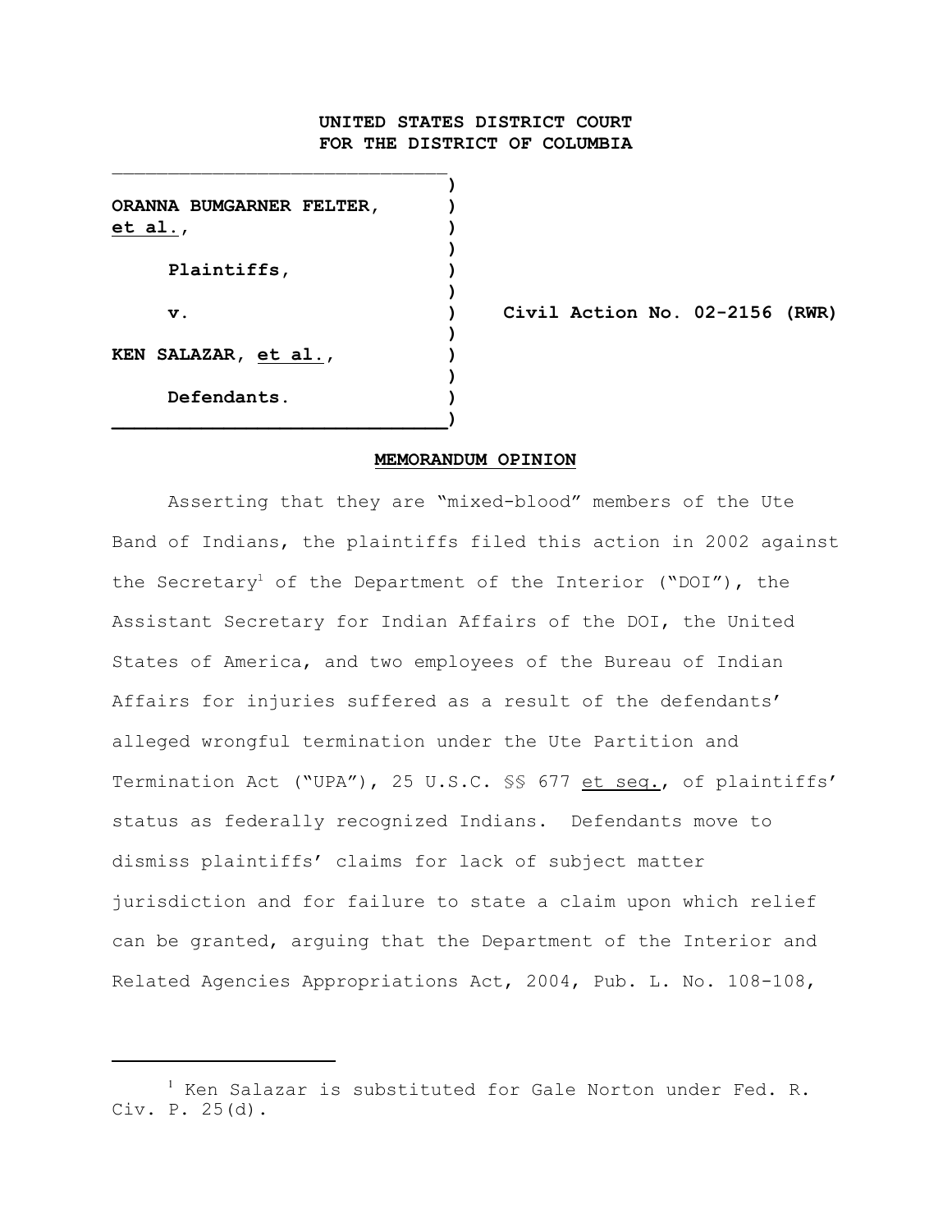**UNITED STATES DISTRICT COURT**
**FOR THE DISTRICT OF COLUMBIA**

| | |
|---|---|
| **ORANNA BUMGARNER FELTER, et al.,** | |
| **Plaintiffs,** | |
| **v.** | **Civil Action No. 02-2156 (RWR)** |
| **KEN SALAZAR, et al.,** | |
| **Defendants.** | |

**MEMORANDUM OPINION**

Asserting that they are "mixed-blood" members of the Ute Band of Indians, the plaintiffs filed this action in 2002 against the Secretary[1] of the Department of the Interior ("DOI"), the Assistant Secretary for Indian Affairs of the DOI, the United States of America, and two employees of the Bureau of Indian Affairs for injuries suffered as a result of the defendants' alleged wrongful termination under the Ute Partition and Termination Act ("UPA"), 25 U.S.C. §§ 677 et seq., of plaintiffs' status as federally recognized Indians. Defendants move to dismiss plaintiffs' claims for lack of subject matter jurisdiction and for failure to state a claim upon which relief can be granted, arguing that the Department of the Interior and Related Agencies Appropriations Act, 2004, Pub. L. No. 108-108,

[1] Ken Salazar is substituted for Gale Norton under Fed. R. Civ. P. 25(d).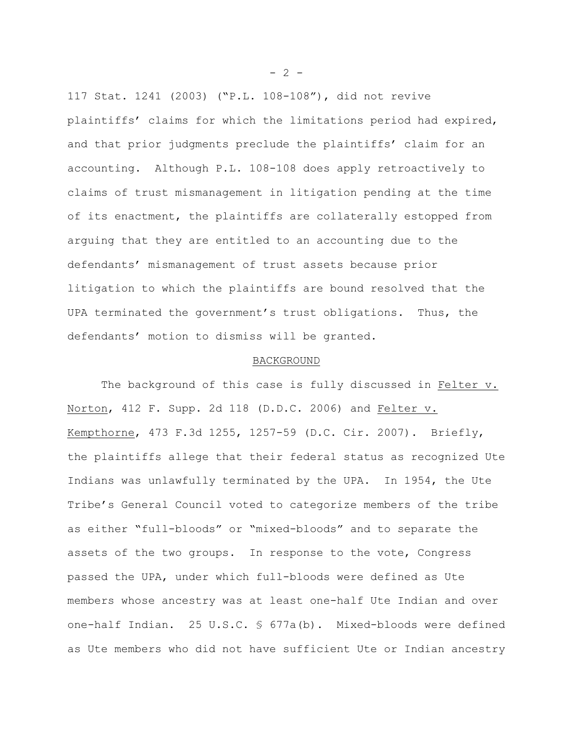117 Stat. 1241 (2003) ("P.L. 108-108"), did not revive plaintiffs' claims for which the limitations period had expired, and that prior judgments preclude the plaintiffs' claim for an accounting. Although P.L. 108-108 does apply retroactively to claims of trust mismanagement in litigation pending at the time of its enactment, the plaintiffs are collaterally estopped from arguing that they are entitled to an accounting due to the defendants' mismanagement of trust assets because prior litigation to which the plaintiffs are bound resolved that the UPA terminated the government's trust obligations. Thus, the defendants' motion to dismiss will be granted.

## BACKGROUND

The background of this case is fully discussed in Felter v. Norton, 412 F. Supp. 2d 118 (D.D.C. 2006) and Felter v. Kempthorne, 473 F.3d 1255, 1257-59 (D.C. Cir. 2007). Briefly, the plaintiffs allege that their federal status as recognized Ute Indians was unlawfully terminated by the UPA. In 1954, the Ute Tribe's General Council voted to categorize members of the tribe as either "full-bloods" or "mixed-bloods" and to separate the assets of the two groups. In response to the vote, Congress passed the UPA, under which full-bloods were defined as Ute members whose ancestry was at least one-half Ute Indian and over one-half Indian. 25 U.S.C. § 677a(b). Mixed-bloods were defined as Ute members who did not have sufficient Ute or Indian ancestry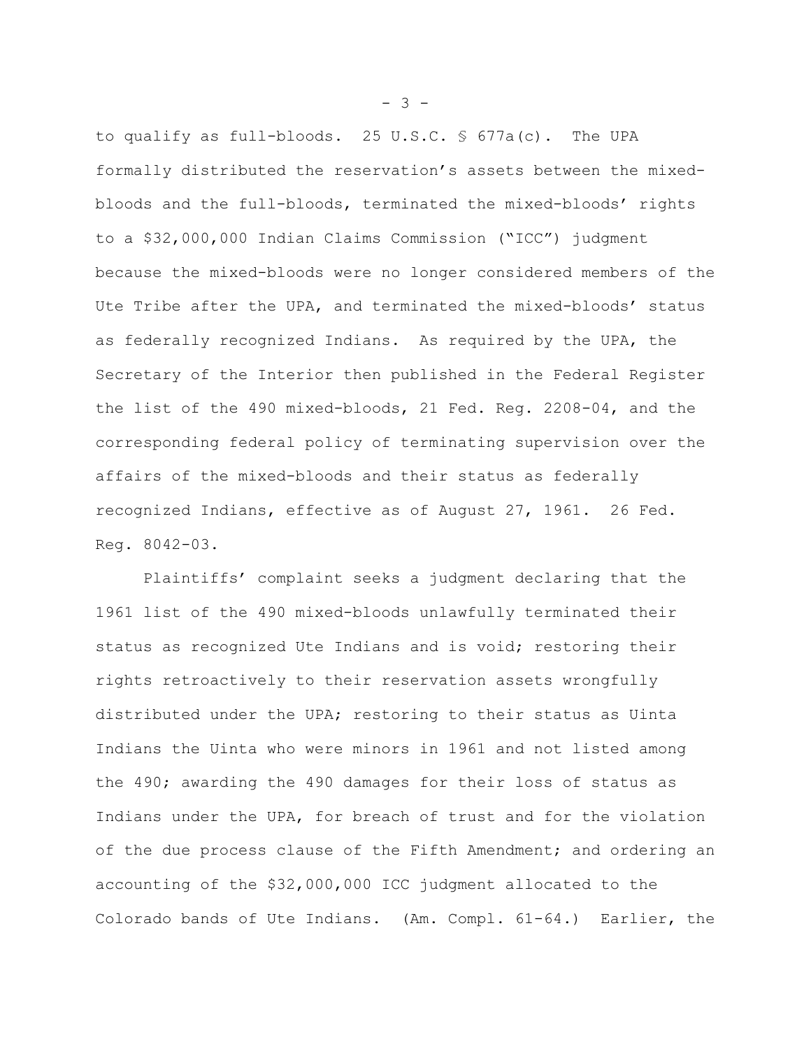to qualify as full-bloods. 25 U.S.C. § 677a(c). The UPA formally distributed the reservation's assets between the mixed-bloods and the full-bloods, terminated the mixed-bloods' rights to a $32,000,000 Indian Claims Commission ("ICC") judgment because the mixed-bloods were no longer considered members of the Ute Tribe after the UPA, and terminated the mixed-bloods' status as federally recognized Indians. As required by the UPA, the Secretary of the Interior then published in the Federal Register the list of the 490 mixed-bloods, 21 Fed. Reg. 2208-04, and the corresponding federal policy of terminating supervision over the affairs of the mixed-bloods and their status as federally recognized Indians, effective as of August 27, 1961. 26 Fed. Reg. 8042-03.

Plaintiffs' complaint seeks a judgment declaring that the 1961 list of the 490 mixed-bloods unlawfully terminated their status as recognized Ute Indians and is void; restoring their rights retroactively to their reservation assets wrongfully distributed under the UPA; restoring to their status as Uinta Indians the Uinta who were minors in 1961 and not listed among the 490; awarding the 490 damages for their loss of status as Indians under the UPA, for breach of trust and for the violation of the due process clause of the Fifth Amendment; and ordering an accounting of the $32,000,000 ICC judgment allocated to the Colorado bands of Ute Indians. (Am. Compl. 61-64.) Earlier, the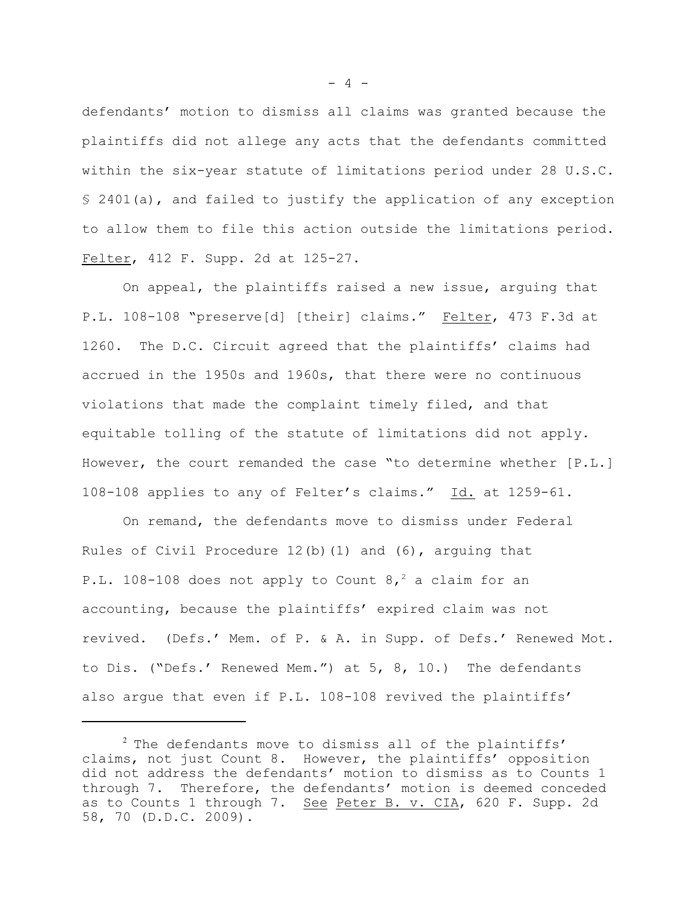defendants' motion to dismiss all claims was granted because the plaintiffs did not allege any acts that the defendants committed within the six-year statute of limitations period under 28 U.S.C. § 2401(a), and failed to justify the application of any exception to allow them to file this action outside the limitations period. Felter, 412 F. Supp. 2d at 125-27.

On appeal, the plaintiffs raised a new issue, arguing that P.L. 108-108 "preserve[d] [their] claims." Felter, 473 F.3d at 1260. The D.C. Circuit agreed that the plaintiffs' claims had accrued in the 1950s and 1960s, that there were no continuous violations that made the complaint timely filed, and that equitable tolling of the statute of limitations did not apply. However, the court remanded the case "to determine whether [P.L.] 108-108 applies to any of Felter's claims." Id. at 1259-61.

On remand, the defendants move to dismiss under Federal Rules of Civil Procedure 12(b)(1) and (6), arguing that P.L. 108-108 does not apply to Count 8,[2] a claim for an accounting, because the plaintiffs' expired claim was not revived. (Defs.' Mem. of P. & A. in Supp. of Defs.' Renewed Mot. to Dis. ("Defs.' Renewed Mem.") at 5, 8, 10.) The defendants also argue that even if P.L. 108-108 revived the plaintiffs'

---

[2] The defendants move to dismiss all of the plaintiffs' claims, not just Count 8. However, the plaintiffs' opposition did not address the defendants' motion to dismiss as to Counts 1 through 7. Therefore, the defendants' motion is deemed conceded as to Counts 1 through 7. See Peter B. v. CIA, 620 F. Supp. 2d 58, 70 (D.D.C. 2009).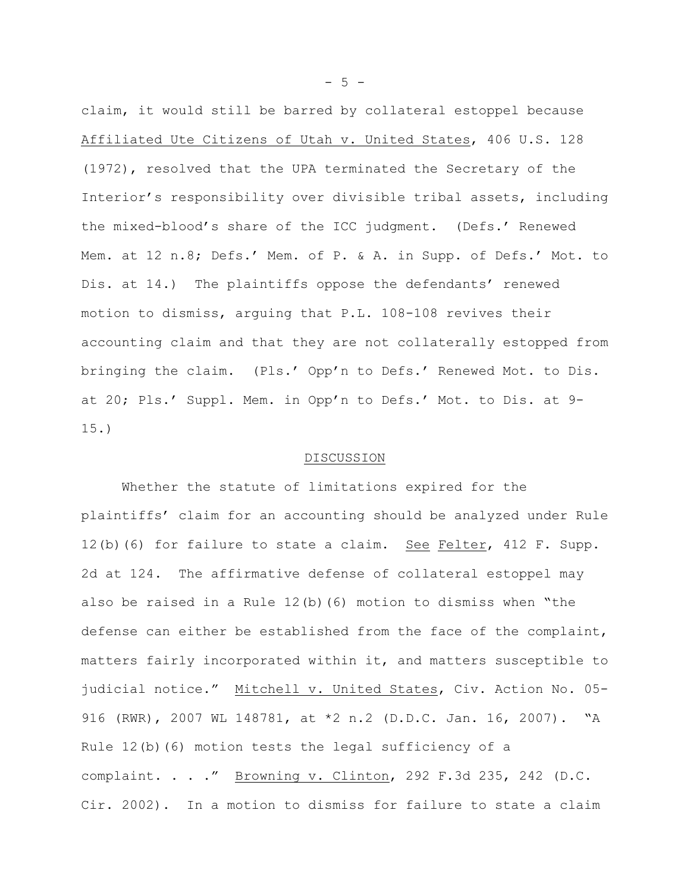claim, it would still be barred by collateral estoppel because Affiliated Ute Citizens of Utah v. United States, 406 U.S. 128 (1972), resolved that the UPA terminated the Secretary of the Interior's responsibility over divisible tribal assets, including the mixed-blood's share of the ICC judgment. (Defs.' Renewed Mem. at 12 n.8; Defs.' Mem. of P. & A. in Supp. of Defs.' Mot. to Dis. at 14.) The plaintiffs oppose the defendants' renewed motion to dismiss, arguing that P.L. 108-108 revives their accounting claim and that they are not collaterally estopped from bringing the claim. (Pls.' Opp'n to Defs.' Renewed Mot. to Dis. at 20; Pls.' Suppl. Mem. in Opp'n to Defs.' Mot. to Dis. at 9-15.)

## DISCUSSION

Whether the statute of limitations expired for the plaintiffs' claim for an accounting should be analyzed under Rule 12(b)(6) for failure to state a claim. See Felter, 412 F. Supp. 2d at 124. The affirmative defense of collateral estoppel may also be raised in a Rule 12(b)(6) motion to dismiss when "the defense can either be established from the face of the complaint, matters fairly incorporated within it, and matters susceptible to judicial notice." Mitchell v. United States, Civ. Action No. 05-916 (RWR), 2007 WL 148781, at *2 n.2 (D.D.C. Jan. 16, 2007). "A Rule 12(b)(6) motion tests the legal sufficiency of a complaint. . . ." Browning v. Clinton, 292 F.3d 235, 242 (D.C. Cir. 2002). In a motion to dismiss for failure to state a claim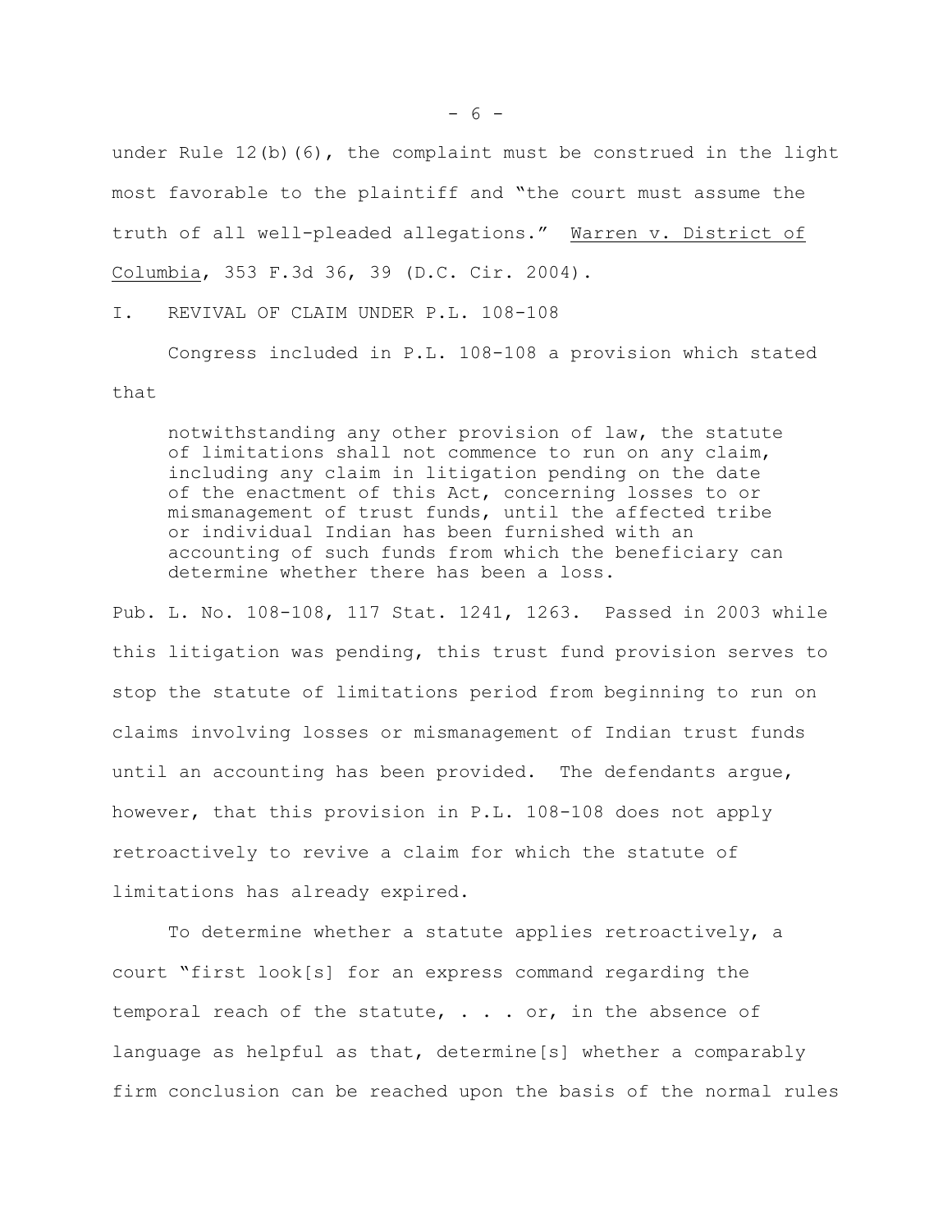under Rule 12(b)(6), the complaint must be construed in the light most favorable to the plaintiff and "the court must assume the truth of all well-pleaded allegations." Warren v. District of Columbia, 353 F.3d 36, 39 (D.C. Cir. 2004).

## I. REVIVAL OF CLAIM UNDER P.L. 108-108

Congress included in P.L. 108-108 a provision which stated that

> notwithstanding any other provision of law, the statute of limitations shall not commence to run on any claim, including any claim in litigation pending on the date of the enactment of this Act, concerning losses to or mismanagement of trust funds, until the affected tribe or individual Indian has been furnished with an accounting of such funds from which the beneficiary can determine whether there has been a loss.

Pub. L. No. 108-108, 117 Stat. 1241, 1263. Passed in 2003 while this litigation was pending, this trust fund provision serves to stop the statute of limitations period from beginning to run on claims involving losses or mismanagement of Indian trust funds until an accounting has been provided. The defendants argue, however, that this provision in P.L. 108-108 does not apply retroactively to revive a claim for which the statute of limitations has already expired.

To determine whether a statute applies retroactively, a court "first look[s] for an express command regarding the temporal reach of the statute, . . . or, in the absence of language as helpful as that, determine[s] whether a comparably firm conclusion can be reached upon the basis of the normal rules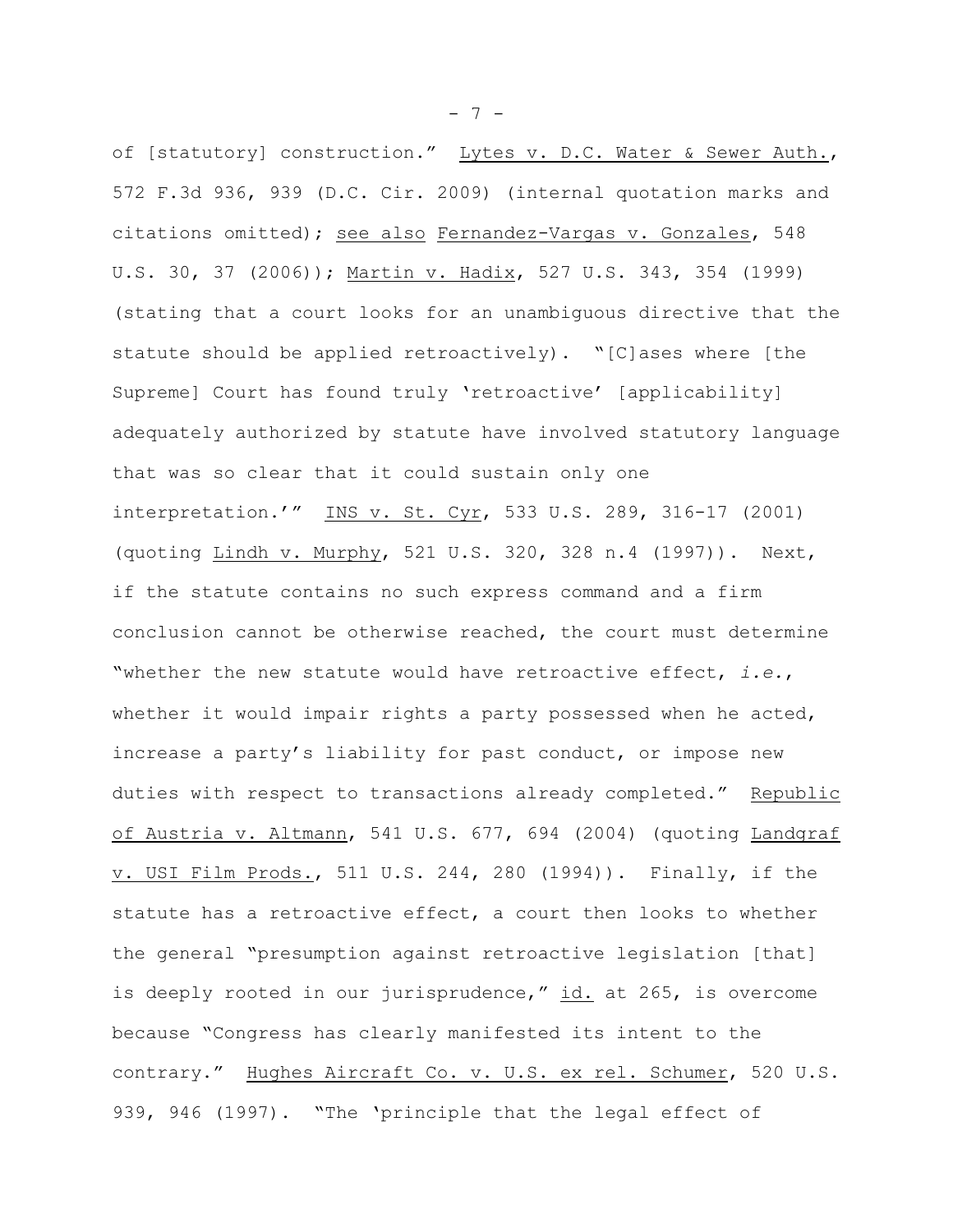of [statutory] construction." Lytes v. D.C. Water & Sewer Auth., 572 F.3d 936, 939 (D.C. Cir. 2009) (internal quotation marks and citations omitted); see also Fernandez-Vargas v. Gonzales, 548 U.S. 30, 37 (2006)); Martin v. Hadix, 527 U.S. 343, 354 (1999) (stating that a court looks for an unambiguous directive that the statute should be applied retroactively). "[C]ases where [the Supreme] Court has found truly 'retroactive' [applicability] adequately authorized by statute have involved statutory language that was so clear that it could sustain only one interpretation.'" INS v. St. Cyr, 533 U.S. 289, 316-17 (2001) (quoting Lindh v. Murphy, 521 U.S. 320, 328 n.4 (1997)). Next, if the statute contains no such express command and a firm conclusion cannot be otherwise reached, the court must determine "whether the new statute would have retroactive effect, *i.e.*, whether it would impair rights a party possessed when he acted, increase a party's liability for past conduct, or impose new duties with respect to transactions already completed." Republic of Austria v. Altmann, 541 U.S. 677, 694 (2004) (quoting Landgraf v. USI Film Prods., 511 U.S. 244, 280 (1994)). Finally, if the statute has a retroactive effect, a court then looks to whether the general "presumption against retroactive legislation [that] is deeply rooted in our jurisprudence," id. at 265, is overcome because "Congress has clearly manifested its intent to the contrary." Hughes Aircraft Co. v. U.S. ex rel. Schumer, 520 U.S. 939, 946 (1997). "The 'principle that the legal effect of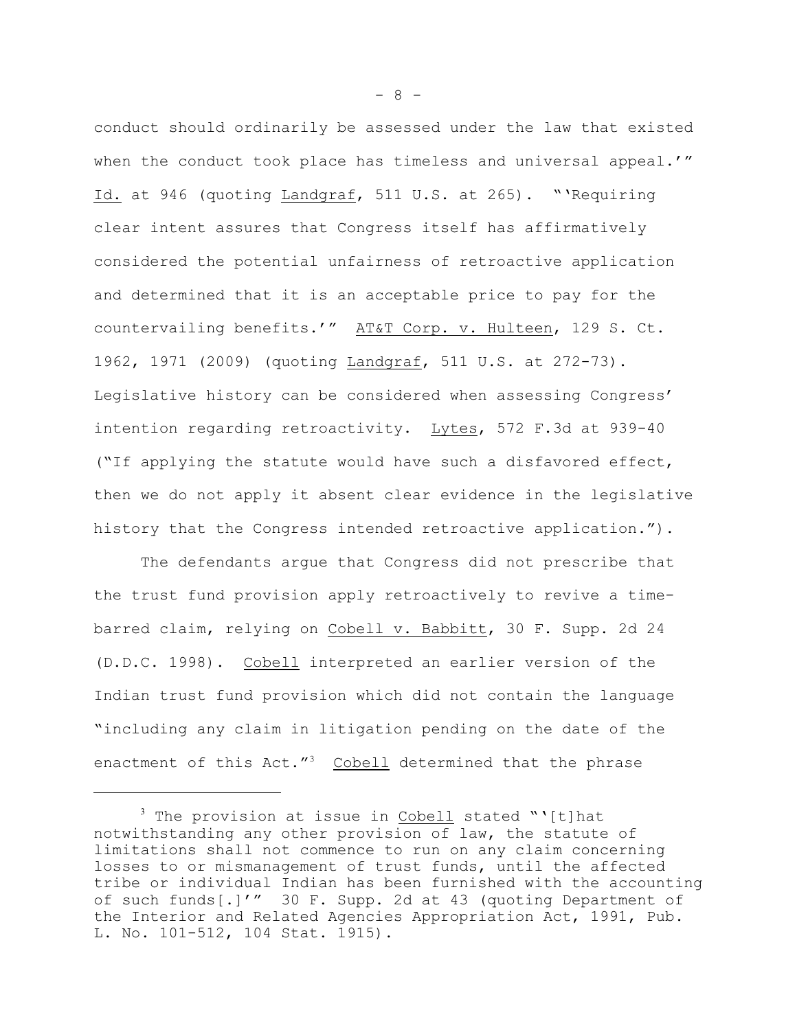conduct should ordinarily be assessed under the law that existed when the conduct took place has timeless and universal appeal.'" Id. at 946 (quoting Landgraf, 511 U.S. at 265). "'Requiring clear intent assures that Congress itself has affirmatively considered the potential unfairness of retroactive application and determined that it is an acceptable price to pay for the countervailing benefits.'" AT&T Corp. v. Hulteen, 129 S. Ct. 1962, 1971 (2009) (quoting Landgraf, 511 U.S. at 272-73). Legislative history can be considered when assessing Congress' intention regarding retroactivity. Lytes, 572 F.3d at 939-40 ("If applying the statute would have such a disfavored effect, then we do not apply it absent clear evidence in the legislative history that the Congress intended retroactive application.").

The defendants argue that Congress did not prescribe that the trust fund provision apply retroactively to revive a time-barred claim, relying on Cobell v. Babbitt, 30 F. Supp. 2d 24 (D.D.C. 1998). Cobell interpreted an earlier version of the Indian trust fund provision which did not contain the language "including any claim in litigation pending on the date of the enactment of this Act."[3] Cobell determined that the phrase

---

[3] The provision at issue in Cobell stated "'[t]hat notwithstanding any other provision of law, the statute of limitations shall not commence to run on any claim concerning losses to or mismanagement of trust funds, until the affected tribe or individual Indian has been furnished with the accounting of such funds[.]'" 30 F. Supp. 2d at 43 (quoting Department of the Interior and Related Agencies Appropriation Act, 1991, Pub. L. No. 101-512, 104 Stat. 1915).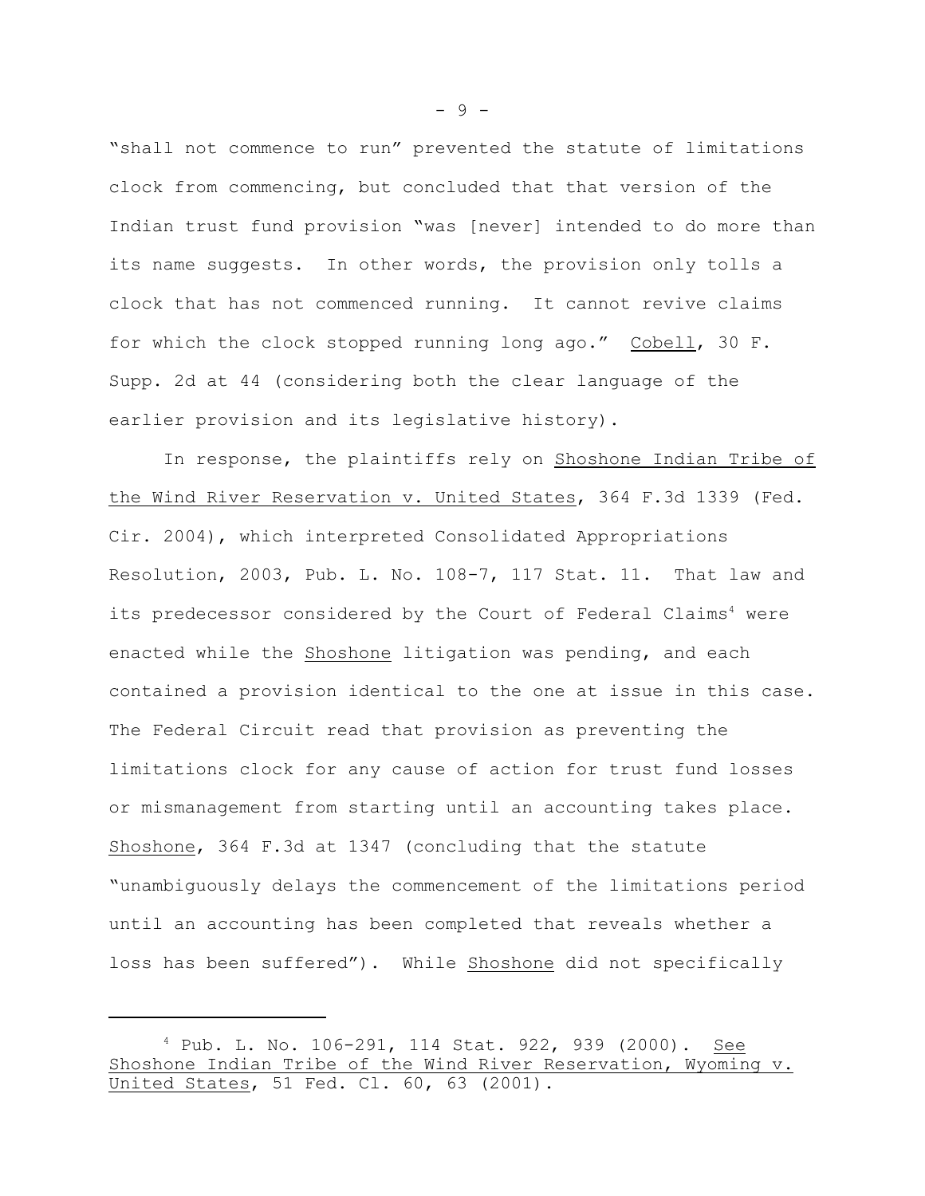"shall not commence to run" prevented the statute of limitations clock from commencing, but concluded that that version of the Indian trust fund provision "was [never] intended to do more than its name suggests. In other words, the provision only tolls a clock that has not commenced running. It cannot revive claims for which the clock stopped running long ago." Cobell, 30 F. Supp. 2d at 44 (considering both the clear language of the earlier provision and its legislative history).

In response, the plaintiffs rely on Shoshone Indian Tribe of the Wind River Reservation v. United States, 364 F.3d 1339 (Fed. Cir. 2004), which interpreted Consolidated Appropriations Resolution, 2003, Pub. L. No. 108-7, 117 Stat. 11. That law and its predecessor considered by the Court of Federal Claims[4] were enacted while the Shoshone litigation was pending, and each contained a provision identical to the one at issue in this case. The Federal Circuit read that provision as preventing the limitations clock for any cause of action for trust fund losses or mismanagement from starting until an accounting takes place. Shoshone, 364 F.3d at 1347 (concluding that the statute "unambiguously delays the commencement of the limitations period until an accounting has been completed that reveals whether a loss has been suffered"). While Shoshone did not specifically

[4] Pub. L. No. 106-291, 114 Stat. 922, 939 (2000). See Shoshone Indian Tribe of the Wind River Reservation, Wyoming v. United States, 51 Fed. Cl. 60, 63 (2001).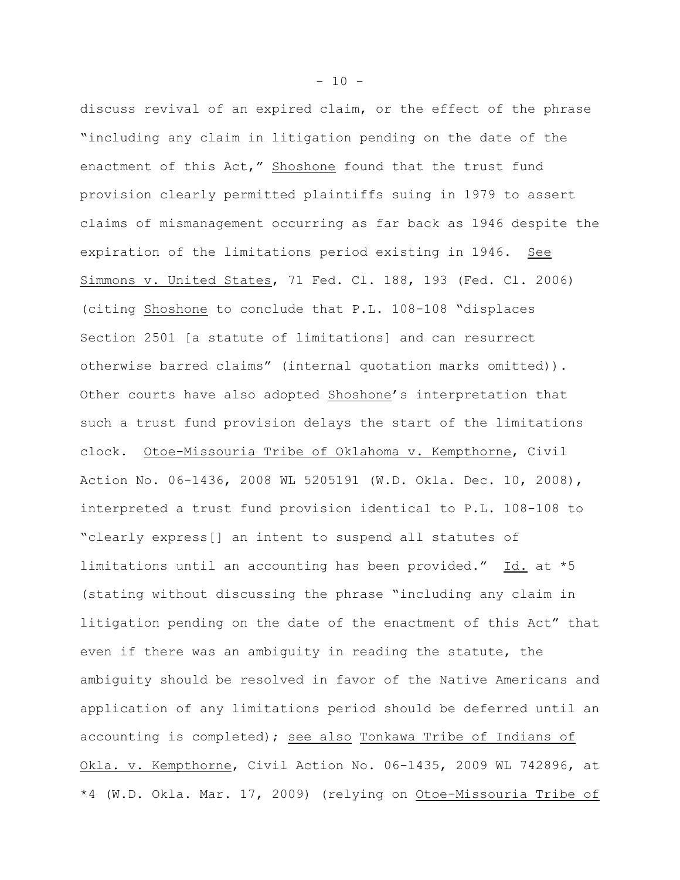discuss revival of an expired claim, or the effect of the phrase "including any claim in litigation pending on the date of the enactment of this Act," Shoshone found that the trust fund provision clearly permitted plaintiffs suing in 1979 to assert claims of mismanagement occurring as far back as 1946 despite the expiration of the limitations period existing in 1946. See Simmons v. United States, 71 Fed. Cl. 188, 193 (Fed. Cl. 2006) (citing Shoshone to conclude that P.L. 108-108 "displaces Section 2501 [a statute of limitations] and can resurrect otherwise barred claims" (internal quotation marks omitted)). Other courts have also adopted Shoshone's interpretation that such a trust fund provision delays the start of the limitations clock. Otoe-Missouria Tribe of Oklahoma v. Kempthorne, Civil Action No. 06-1436, 2008 WL 5205191 (W.D. Okla. Dec. 10, 2008), interpreted a trust fund provision identical to P.L. 108-108 to "clearly express[] an intent to suspend all statutes of limitations until an accounting has been provided." Id. at *5 (stating without discussing the phrase "including any claim in litigation pending on the date of the enactment of this Act" that even if there was an ambiguity in reading the statute, the ambiguity should be resolved in favor of the Native Americans and application of any limitations period should be deferred until an accounting is completed); see also Tonkawa Tribe of Indians of Okla. v. Kempthorne, Civil Action No. 06-1435, 2009 WL 742896, at *4 (W.D. Okla. Mar. 17, 2009) (relying on Otoe-Missouria Tribe of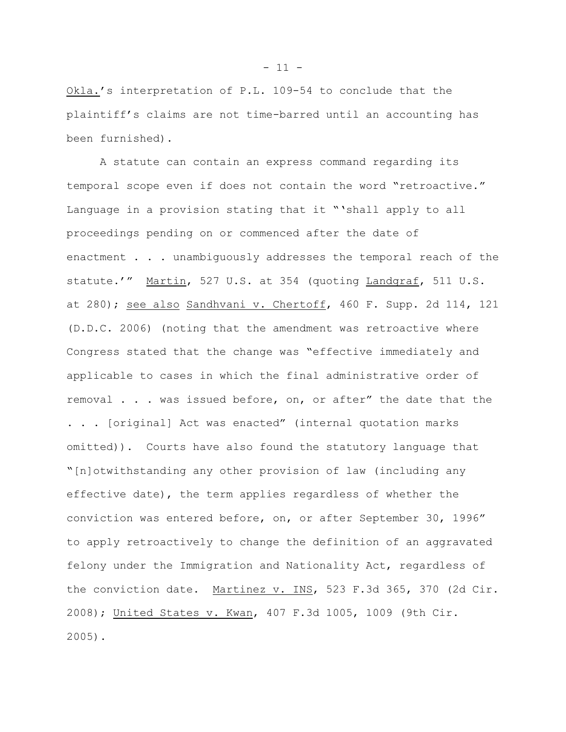Okla.'s interpretation of P.L. 109-54 to conclude that the plaintiff's claims are not time-barred until an accounting has been furnished).

A statute can contain an express command regarding its temporal scope even if does not contain the word "retroactive." Language in a provision stating that it "'shall apply to all proceedings pending on or commenced after the date of enactment . . . unambiguously addresses the temporal reach of the statute.'" Martin, 527 U.S. at 354 (quoting Landgraf, 511 U.S. at 280); see also Sandhvani v. Chertoff, 460 F. Supp. 2d 114, 121 (D.D.C. 2006) (noting that the amendment was retroactive where Congress stated that the change was "effective immediately and applicable to cases in which the final administrative order of removal . . . was issued before, on, or after" the date that the . . . [original] Act was enacted" (internal quotation marks omitted)). Courts have also found the statutory language that "[n]otwithstanding any other provision of law (including any effective date), the term applies regardless of whether the conviction was entered before, on, or after September 30, 1996" to apply retroactively to change the definition of an aggravated felony under the Immigration and Nationality Act, regardless of the conviction date. Martinez v. INS, 523 F.3d 365, 370 (2d Cir. 2008); United States v. Kwan, 407 F.3d 1005, 1009 (9th Cir. 2005).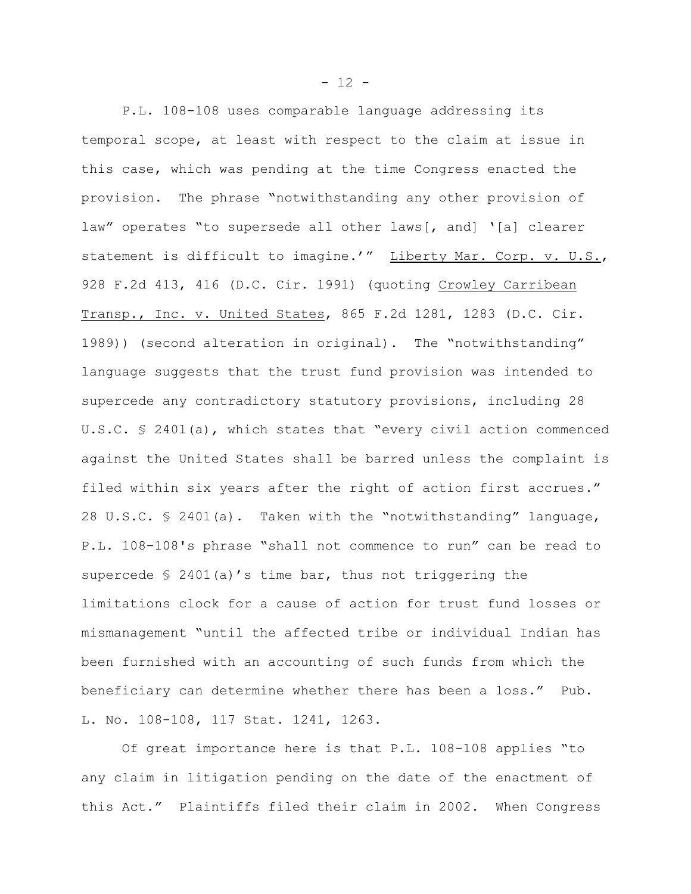P.L. 108-108 uses comparable language addressing its temporal scope, at least with respect to the claim at issue in this case, which was pending at the time Congress enacted the provision. The phrase "notwithstanding any other provision of law" operates "to supersede all other laws[, and] '[a] clearer statement is difficult to imagine.'" Liberty Mar. Corp. v. U.S., 928 F.2d 413, 416 (D.C. Cir. 1991) (quoting Crowley Carribean Transp., Inc. v. United States, 865 F.2d 1281, 1283 (D.C. Cir. 1989)) (second alteration in original). The "notwithstanding" language suggests that the trust fund provision was intended to supercede any contradictory statutory provisions, including 28 U.S.C. § 2401(a), which states that "every civil action commenced against the United States shall be barred unless the complaint is filed within six years after the right of action first accrues." 28 U.S.C. § 2401(a). Taken with the "notwithstanding" language, P.L. 108-108's phrase "shall not commence to run" can be read to supercede § 2401(a)'s time bar, thus not triggering the limitations clock for a cause of action for trust fund losses or mismanagement "until the affected tribe or individual Indian has been furnished with an accounting of such funds from which the beneficiary can determine whether there has been a loss." Pub. L. No. 108-108, 117 Stat. 1241, 1263.

Of great importance here is that P.L. 108-108 applies "to any claim in litigation pending on the date of the enactment of this Act." Plaintiffs filed their claim in 2002. When Congress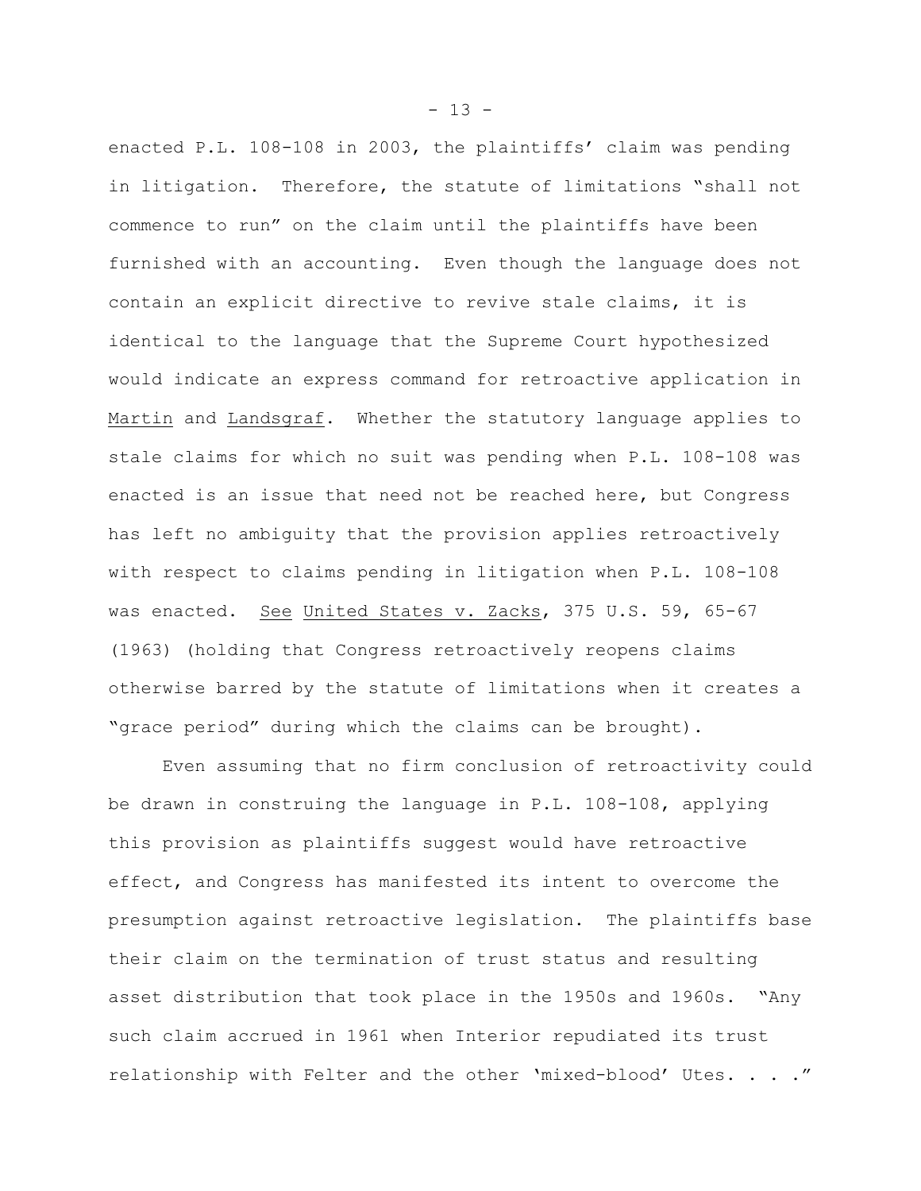enacted P.L. 108-108 in 2003, the plaintiffs' claim was pending in litigation. Therefore, the statute of limitations "shall not commence to run" on the claim until the plaintiffs have been furnished with an accounting. Even though the language does not contain an explicit directive to revive stale claims, it is identical to the language that the Supreme Court hypothesized would indicate an express command for retroactive application in Martin and Landsgraf. Whether the statutory language applies to stale claims for which no suit was pending when P.L. 108-108 was enacted is an issue that need not be reached here, but Congress has left no ambiguity that the provision applies retroactively with respect to claims pending in litigation when P.L. 108-108 was enacted. See United States v. Zacks, 375 U.S. 59, 65-67 (1963) (holding that Congress retroactively reopens claims otherwise barred by the statute of limitations when it creates a "grace period" during which the claims can be brought).

Even assuming that no firm conclusion of retroactivity could be drawn in construing the language in P.L. 108-108, applying this provision as plaintiffs suggest would have retroactive effect, and Congress has manifested its intent to overcome the presumption against retroactive legislation. The plaintiffs base their claim on the termination of trust status and resulting asset distribution that took place in the 1950s and 1960s. "Any such claim accrued in 1961 when Interior repudiated its trust relationship with Felter and the other 'mixed-blood' Utes. . . ."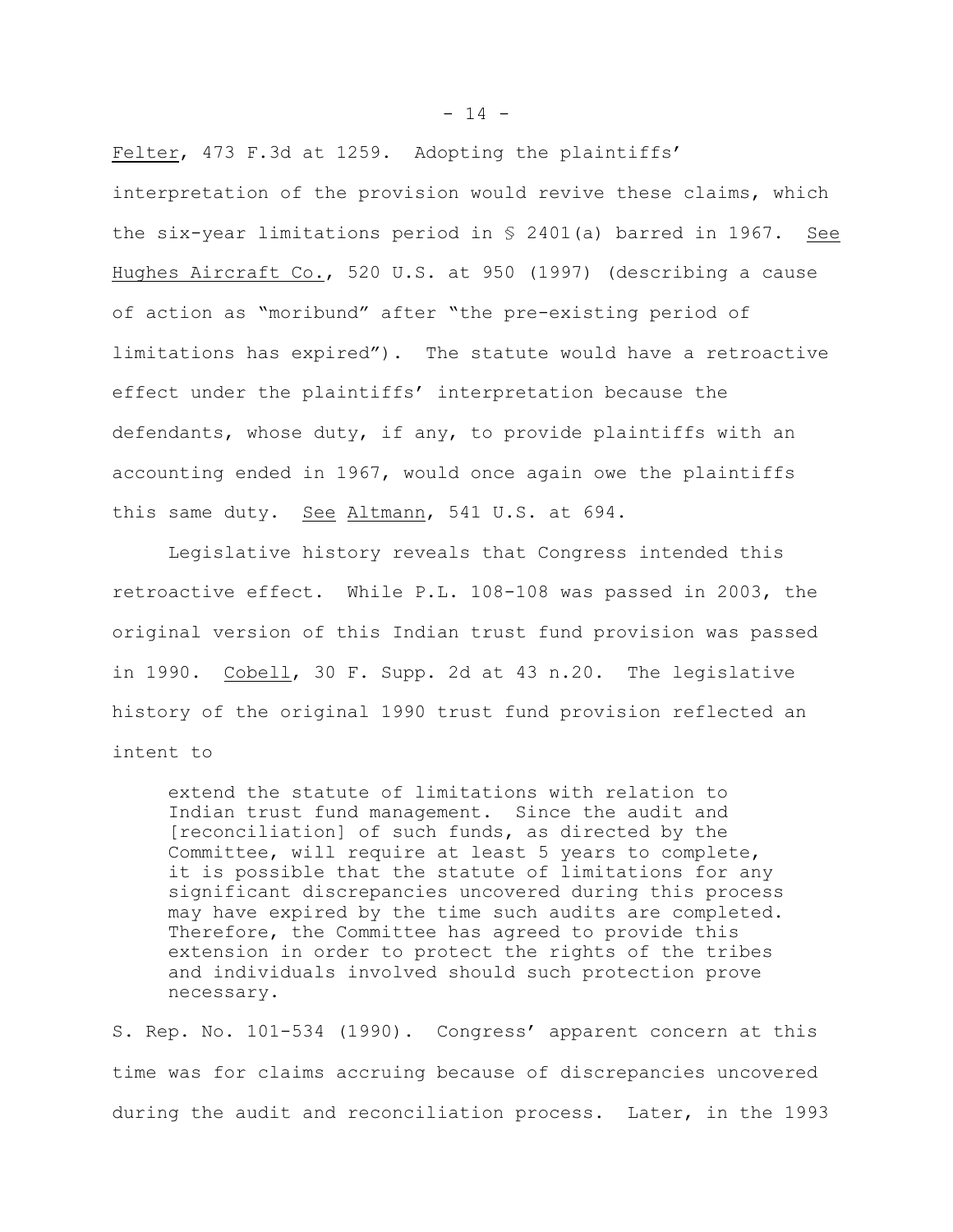Felter, 473 F.3d at 1259. Adopting the plaintiffs' interpretation of the provision would revive these claims, which the six-year limitations period in § 2401(a) barred in 1967. See Hughes Aircraft Co., 520 U.S. at 950 (1997) (describing a cause of action as "moribund" after "the pre-existing period of limitations has expired"). The statute would have a retroactive effect under the plaintiffs' interpretation because the defendants, whose duty, if any, to provide plaintiffs with an accounting ended in 1967, would once again owe the plaintiffs this same duty. See Altmann, 541 U.S. at 694.

Legislative history reveals that Congress intended this retroactive effect. While P.L. 108-108 was passed in 2003, the original version of this Indian trust fund provision was passed in 1990. Cobell, 30 F. Supp. 2d at 43 n.20. The legislative history of the original 1990 trust fund provision reflected an intent to

> extend the statute of limitations with relation to Indian trust fund management. Since the audit and [reconciliation] of such funds, as directed by the Committee, will require at least 5 years to complete, it is possible that the statute of limitations for any significant discrepancies uncovered during this process may have expired by the time such audits are completed. Therefore, the Committee has agreed to provide this extension in order to protect the rights of the tribes and individuals involved should such protection prove necessary.

S. Rep. No. 101-534 (1990). Congress' apparent concern at this time was for claims accruing because of discrepancies uncovered during the audit and reconciliation process. Later, in the 1993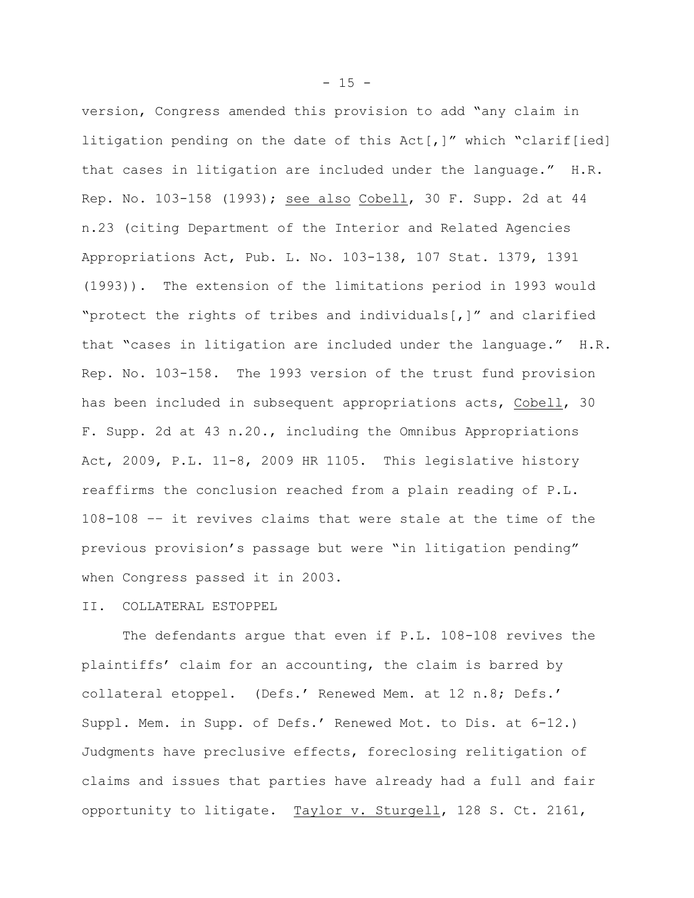version, Congress amended this provision to add "any claim in litigation pending on the date of this Act[,]" which "clarif[ied] that cases in litigation are included under the language." H.R. Rep. No. 103-158 (1993); see also Cobell, 30 F. Supp. 2d at 44 n.23 (citing Department of the Interior and Related Agencies Appropriations Act, Pub. L. No. 103-138, 107 Stat. 1379, 1391 (1993)). The extension of the limitations period in 1993 would "protect the rights of tribes and individuals[,]" and clarified that "cases in litigation are included under the language." H.R. Rep. No. 103-158. The 1993 version of the trust fund provision has been included in subsequent appropriations acts, Cobell, 30 F. Supp. 2d at 43 n.20., including the Omnibus Appropriations Act, 2009, P.L. 11-8, 2009 HR 1105. This legislative history reaffirms the conclusion reached from a plain reading of P.L. 108-108 –– it revives claims that were stale at the time of the previous provision's passage but were "in litigation pending" when Congress passed it in 2003.

## II. COLLATERAL ESTOPPEL

The defendants argue that even if P.L. 108-108 revives the plaintiffs' claim for an accounting, the claim is barred by collateral etoppel. (Defs.' Renewed Mem. at 12 n.8; Defs.' Suppl. Mem. in Supp. of Defs.' Renewed Mot. to Dis. at 6-12.) Judgments have preclusive effects, foreclosing relitigation of claims and issues that parties have already had a full and fair opportunity to litigate. Taylor v. Sturgell, 128 S. Ct. 2161,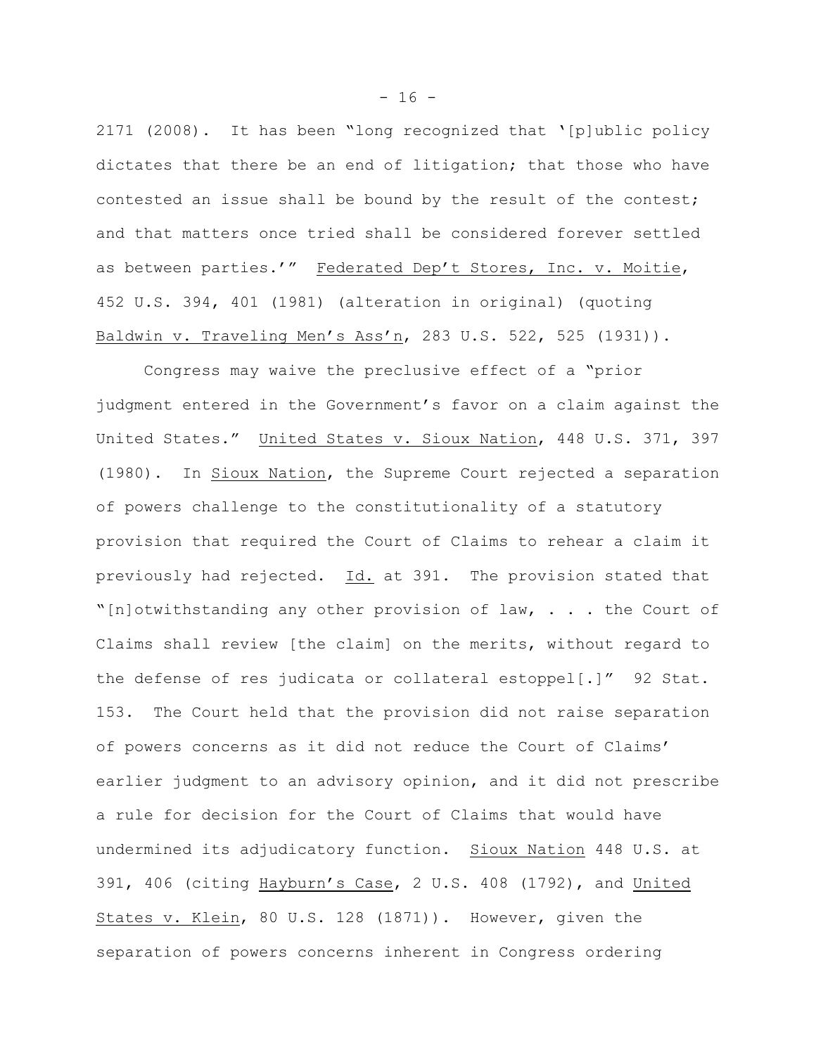2171 (2008). It has been "long recognized that '[p]ublic policy dictates that there be an end of litigation; that those who have contested an issue shall be bound by the result of the contest; and that matters once tried shall be considered forever settled as between parties.'" Federated Dep't Stores, Inc. v. Moitie, 452 U.S. 394, 401 (1981) (alteration in original) (quoting Baldwin v. Traveling Men's Ass'n, 283 U.S. 522, 525 (1931)).

Congress may waive the preclusive effect of a "prior judgment entered in the Government's favor on a claim against the United States." United States v. Sioux Nation, 448 U.S. 371, 397 (1980). In Sioux Nation, the Supreme Court rejected a separation of powers challenge to the constitutionality of a statutory provision that required the Court of Claims to rehear a claim it previously had rejected. Id. at 391. The provision stated that "[n]otwithstanding any other provision of law, . . . the Court of Claims shall review [the claim] on the merits, without regard to the defense of res judicata or collateral estoppel[.]" 92 Stat. 153. The Court held that the provision did not raise separation of powers concerns as it did not reduce the Court of Claims' earlier judgment to an advisory opinion, and it did not prescribe a rule for decision for the Court of Claims that would have undermined its adjudicatory function. Sioux Nation 448 U.S. at 391, 406 (citing Hayburn's Case, 2 U.S. 408 (1792), and United States v. Klein, 80 U.S. 128 (1871)). However, given the separation of powers concerns inherent in Congress ordering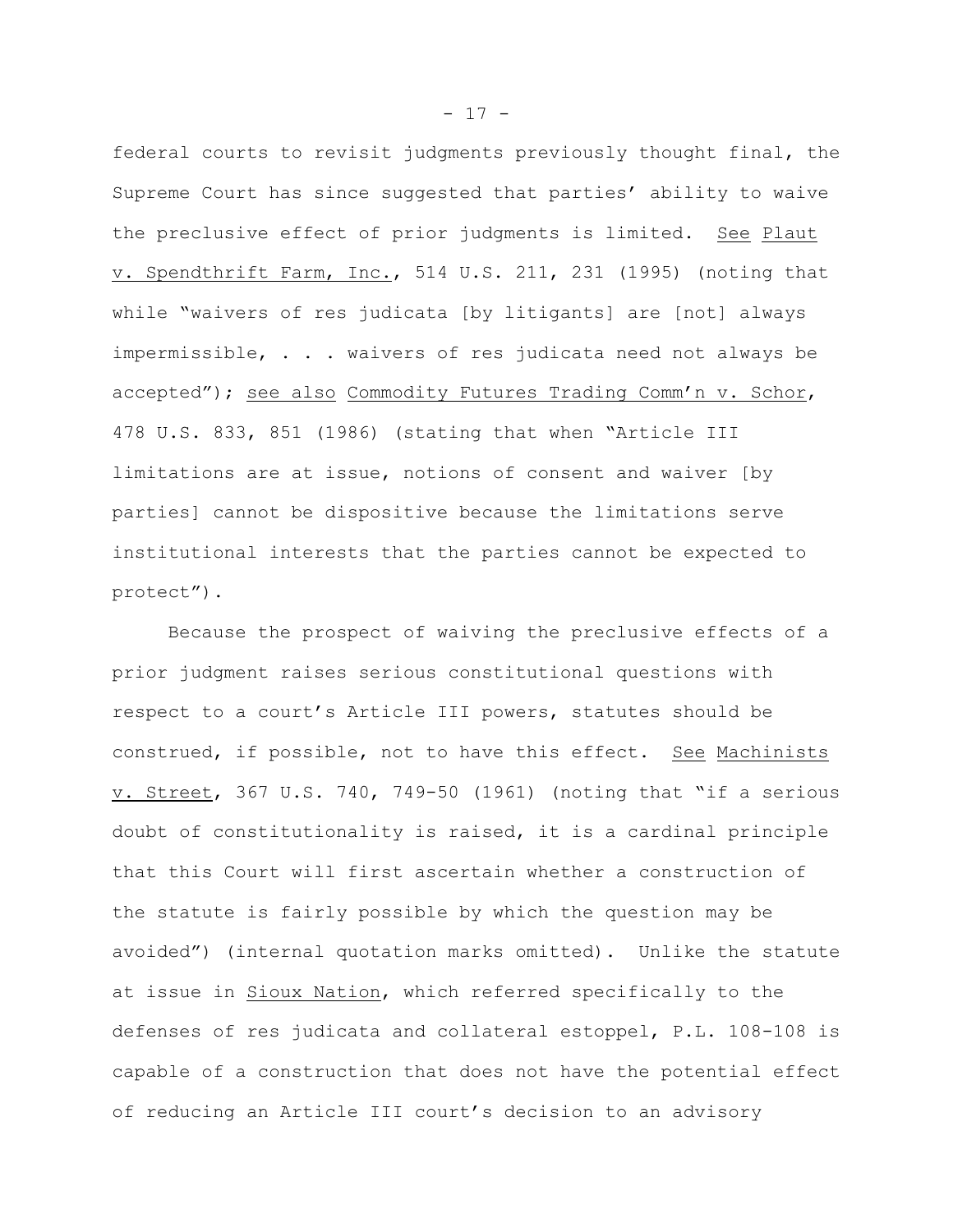federal courts to revisit judgments previously thought final, the Supreme Court has since suggested that parties' ability to waive the preclusive effect of prior judgments is limited. See Plaut v. Spendthrift Farm, Inc., 514 U.S. 211, 231 (1995) (noting that while "waivers of res judicata [by litigants] are [not] always impermissible, . . . waivers of res judicata need not always be accepted"); see also Commodity Futures Trading Comm'n v. Schor, 478 U.S. 833, 851 (1986) (stating that when "Article III limitations are at issue, notions of consent and waiver [by parties] cannot be dispositive because the limitations serve institutional interests that the parties cannot be expected to protect").

Because the prospect of waiving the preclusive effects of a prior judgment raises serious constitutional questions with respect to a court's Article III powers, statutes should be construed, if possible, not to have this effect. See Machinists v. Street, 367 U.S. 740, 749-50 (1961) (noting that "if a serious doubt of constitutionality is raised, it is a cardinal principle that this Court will first ascertain whether a construction of the statute is fairly possible by which the question may be avoided") (internal quotation marks omitted). Unlike the statute at issue in Sioux Nation, which referred specifically to the defenses of res judicata and collateral estoppel, P.L. 108-108 is capable of a construction that does not have the potential effect of reducing an Article III court's decision to an advisory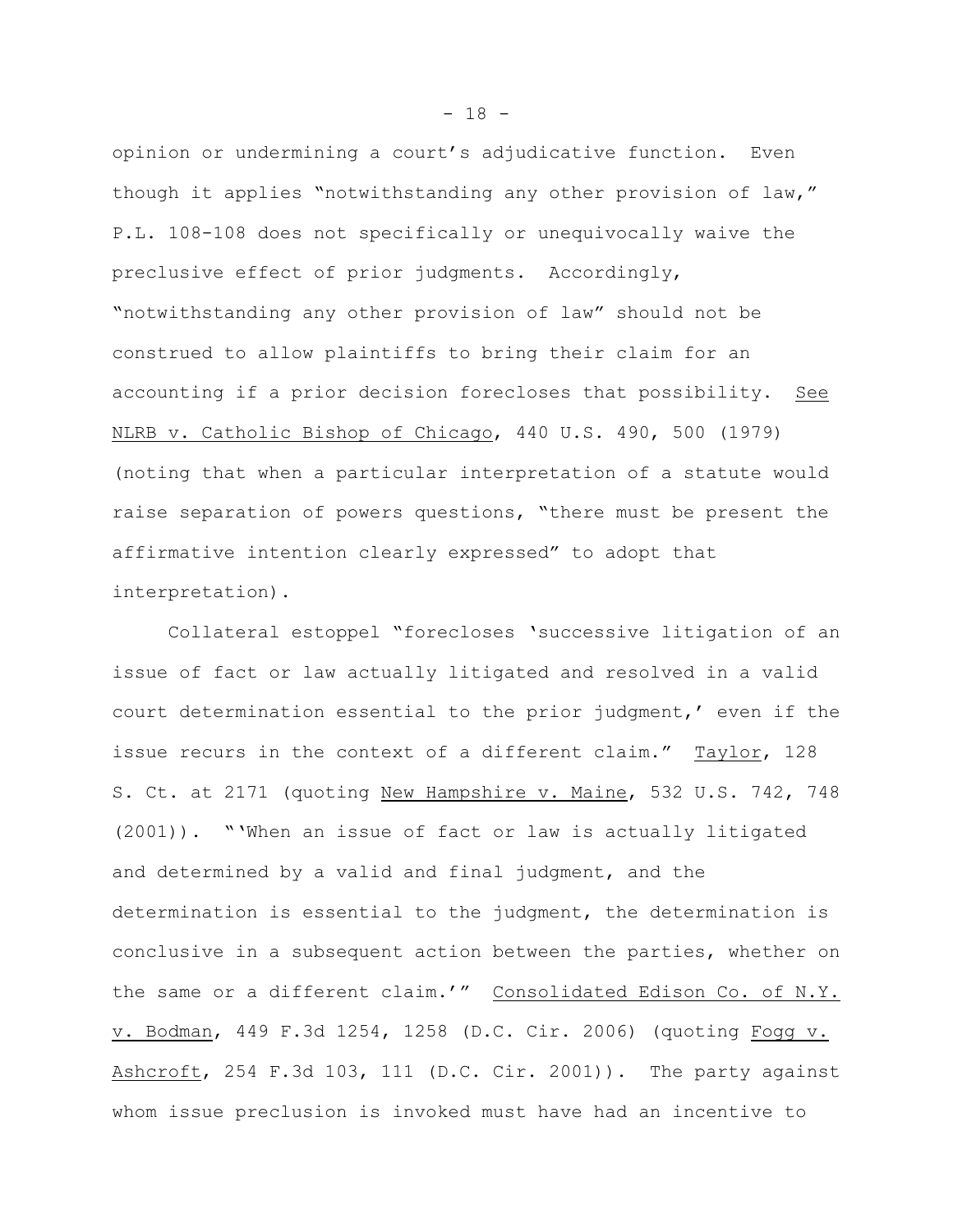opinion or undermining a court's adjudicative function. Even though it applies "notwithstanding any other provision of law," P.L. 108-108 does not specifically or unequivocally waive the preclusive effect of prior judgments. Accordingly, "notwithstanding any other provision of law" should not be construed to allow plaintiffs to bring their claim for an accounting if a prior decision forecloses that possibility. See NLRB v. Catholic Bishop of Chicago, 440 U.S. 490, 500 (1979) (noting that when a particular interpretation of a statute would raise separation of powers questions, "there must be present the affirmative intention clearly expressed" to adopt that interpretation).

Collateral estoppel "forecloses 'successive litigation of an issue of fact or law actually litigated and resolved in a valid court determination essential to the prior judgment,' even if the issue recurs in the context of a different claim." Taylor, 128 S. Ct. at 2171 (quoting New Hampshire v. Maine, 532 U.S. 742, 748 (2001)). "'When an issue of fact or law is actually litigated and determined by a valid and final judgment, and the determination is essential to the judgment, the determination is conclusive in a subsequent action between the parties, whether on the same or a different claim.'" Consolidated Edison Co. of N.Y. v. Bodman, 449 F.3d 1254, 1258 (D.C. Cir. 2006) (quoting Fogg v. Ashcroft, 254 F.3d 103, 111 (D.C. Cir. 2001)). The party against whom issue preclusion is invoked must have had an incentive to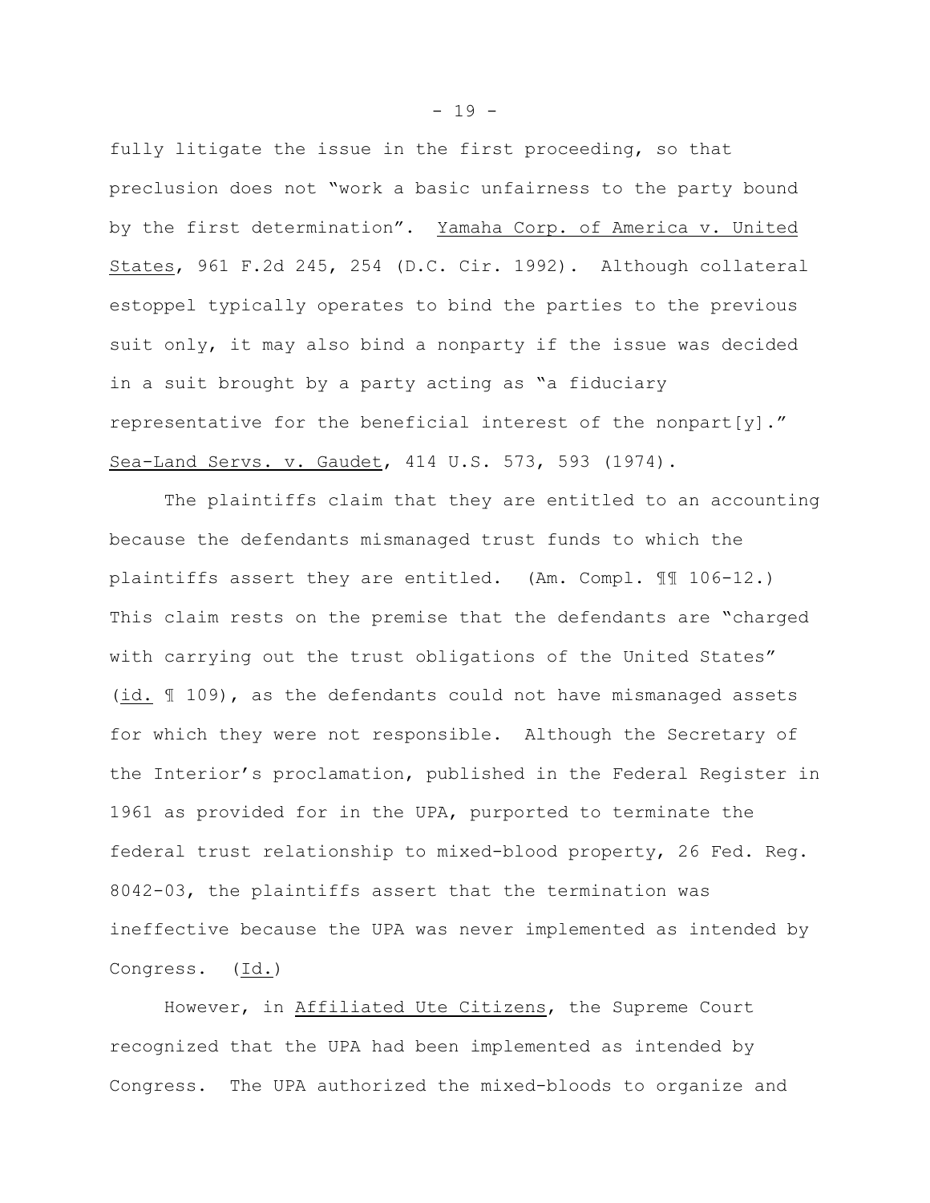fully litigate the issue in the first proceeding, so that preclusion does not "work a basic unfairness to the party bound by the first determination". Yamaha Corp. of America v. United States, 961 F.2d 245, 254 (D.C. Cir. 1992). Although collateral estoppel typically operates to bind the parties to the previous suit only, it may also bind a nonparty if the issue was decided in a suit brought by a party acting as "a fiduciary representative for the beneficial interest of the nonpart[y]." Sea-Land Servs. v. Gaudet, 414 U.S. 573, 593 (1974).

The plaintiffs claim that they are entitled to an accounting because the defendants mismanaged trust funds to which the plaintiffs assert they are entitled. (Am. Compl. ¶¶ 106-12.) This claim rests on the premise that the defendants are "charged with carrying out the trust obligations of the United States" (id. ¶ 109), as the defendants could not have mismanaged assets for which they were not responsible. Although the Secretary of the Interior's proclamation, published in the Federal Register in 1961 as provided for in the UPA, purported to terminate the federal trust relationship to mixed-blood property, 26 Fed. Reg. 8042-03, the plaintiffs assert that the termination was ineffective because the UPA was never implemented as intended by Congress. (Id.)

However, in Affiliated Ute Citizens, the Supreme Court recognized that the UPA had been implemented as intended by Congress. The UPA authorized the mixed-bloods to organize and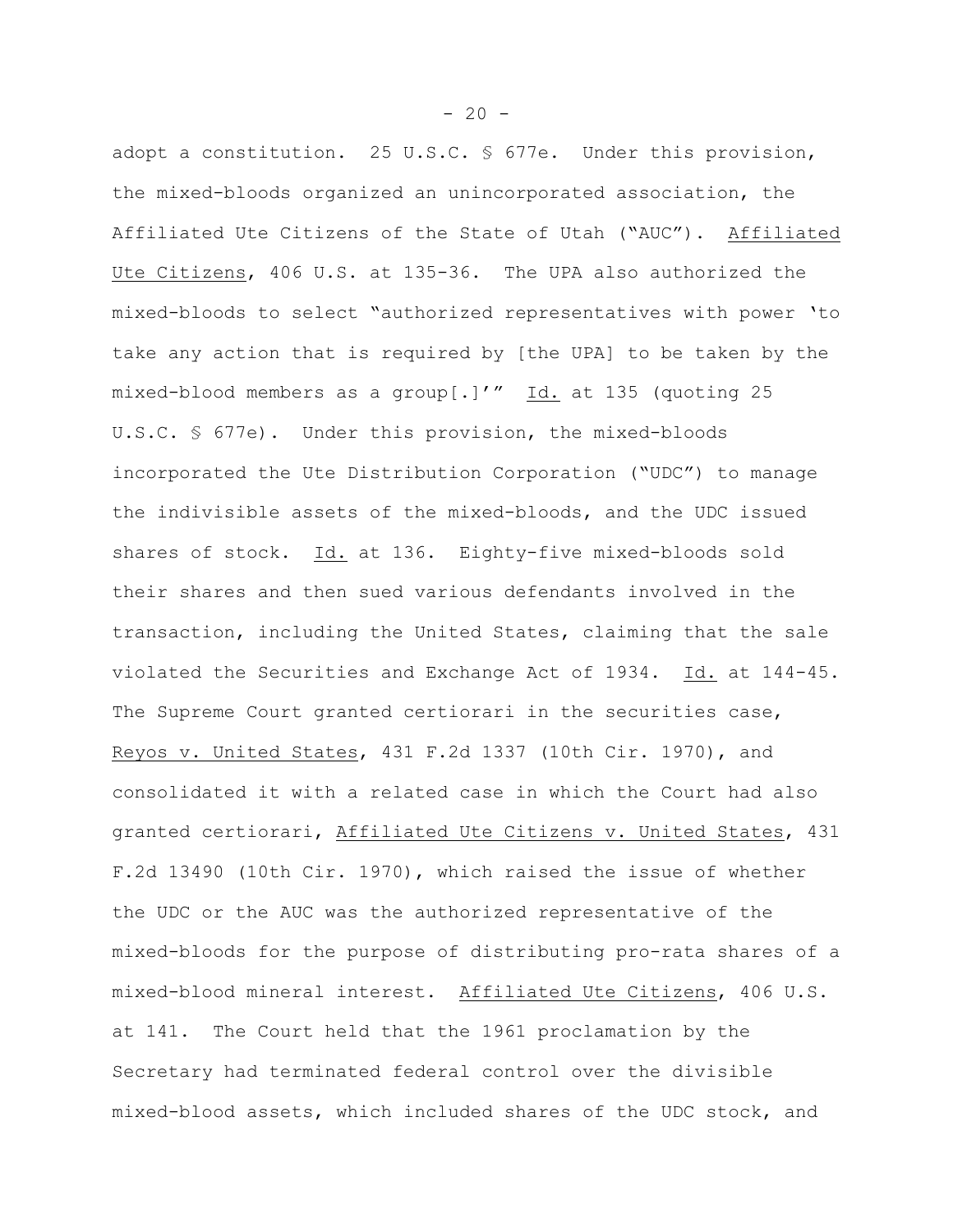adopt a constitution. 25 U.S.C. § 677e. Under this provision, the mixed-bloods organized an unincorporated association, the Affiliated Ute Citizens of the State of Utah ("AUC"). Affiliated Ute Citizens, 406 U.S. at 135-36. The UPA also authorized the mixed-bloods to select "authorized representatives with power 'to take any action that is required by [the UPA] to be taken by the mixed-blood members as a group[.]'" Id. at 135 (quoting 25 U.S.C. § 677e). Under this provision, the mixed-bloods incorporated the Ute Distribution Corporation ("UDC") to manage the indivisible assets of the mixed-bloods, and the UDC issued shares of stock. Id. at 136. Eighty-five mixed-bloods sold their shares and then sued various defendants involved in the transaction, including the United States, claiming that the sale violated the Securities and Exchange Act of 1934. Id. at 144-45. The Supreme Court granted certiorari in the securities case, Reyos v. United States, 431 F.2d 1337 (10th Cir. 1970), and consolidated it with a related case in which the Court had also granted certiorari, Affiliated Ute Citizens v. United States, 431 F.2d 13490 (10th Cir. 1970), which raised the issue of whether the UDC or the AUC was the authorized representative of the mixed-bloods for the purpose of distributing pro-rata shares of a mixed-blood mineral interest. Affiliated Ute Citizens, 406 U.S. at 141. The Court held that the 1961 proclamation by the Secretary had terminated federal control over the divisible mixed-blood assets, which included shares of the UDC stock, and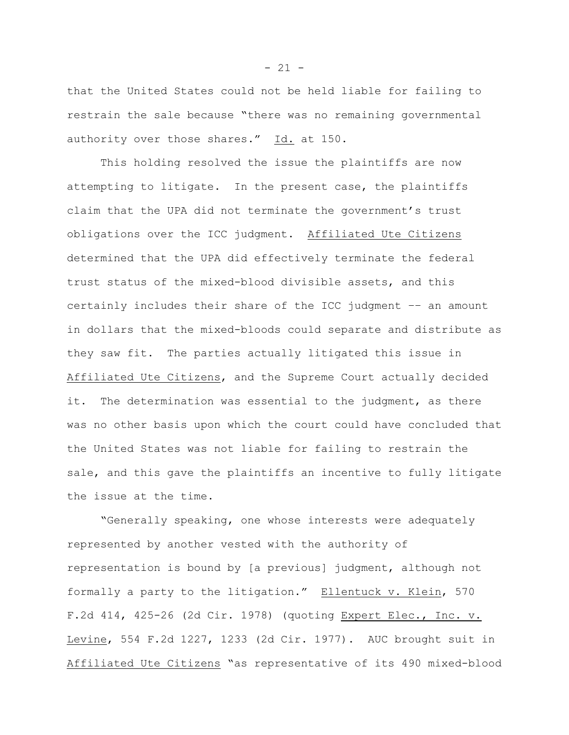that the United States could not be held liable for failing to restrain the sale because "there was no remaining governmental authority over those shares." Id. at 150.

This holding resolved the issue the plaintiffs are now attempting to litigate. In the present case, the plaintiffs claim that the UPA did not terminate the government's trust obligations over the ICC judgment. Affiliated Ute Citizens determined that the UPA did effectively terminate the federal trust status of the mixed-blood divisible assets, and this certainly includes their share of the ICC judgment –- an amount in dollars that the mixed-bloods could separate and distribute as they saw fit. The parties actually litigated this issue in Affiliated Ute Citizens, and the Supreme Court actually decided it. The determination was essential to the judgment, as there was no other basis upon which the court could have concluded that the United States was not liable for failing to restrain the sale, and this gave the plaintiffs an incentive to fully litigate the issue at the time.

"Generally speaking, one whose interests were adequately represented by another vested with the authority of representation is bound by [a previous] judgment, although not formally a party to the litigation." Ellentuck v. Klein, 570 F.2d 414, 425-26 (2d Cir. 1978) (quoting Expert Elec., Inc. v. Levine, 554 F.2d 1227, 1233 (2d Cir. 1977). AUC brought suit in Affiliated Ute Citizens "as representative of its 490 mixed-blood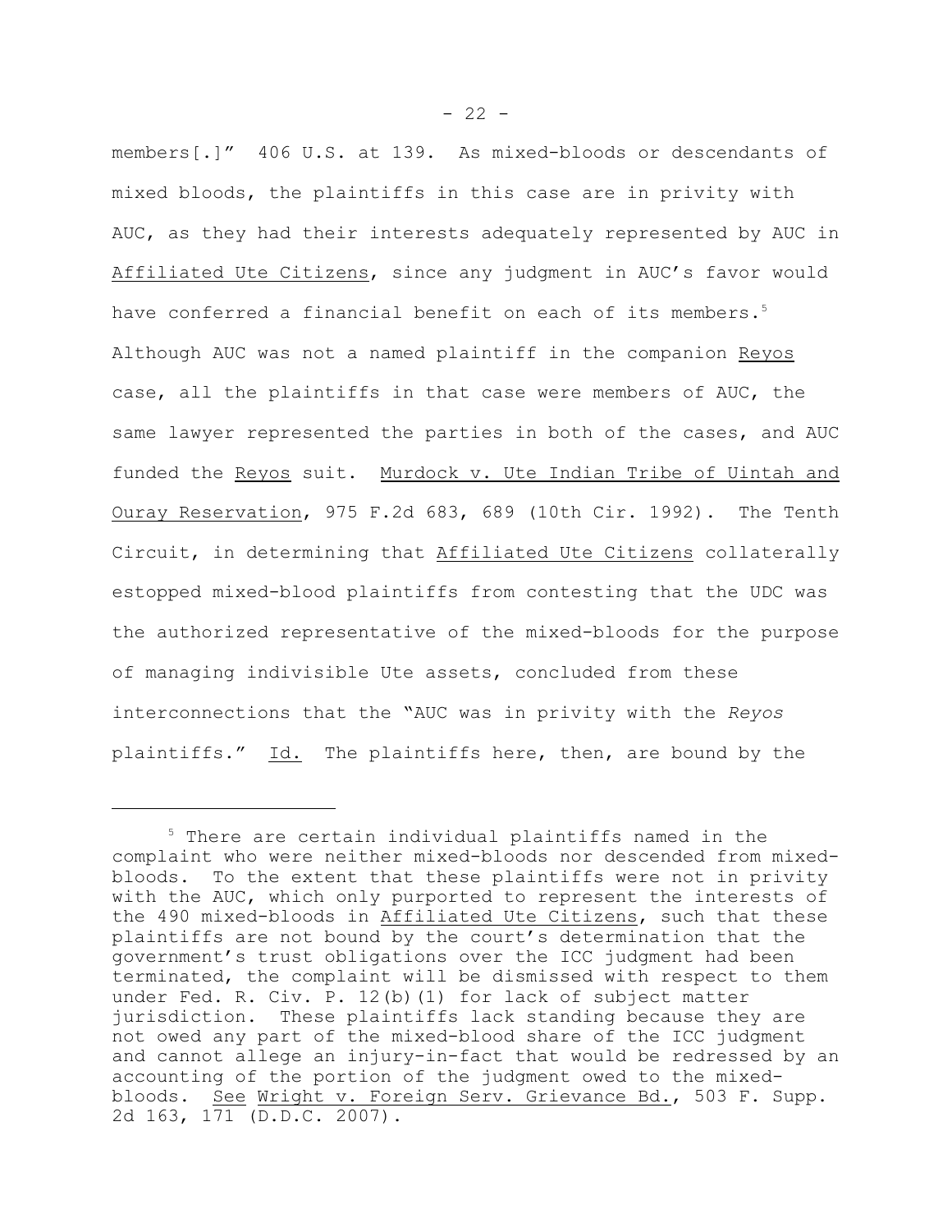members[.]" 406 U.S. at 139. As mixed-bloods or descendants of mixed bloods, the plaintiffs in this case are in privity with AUC, as they had their interests adequately represented by AUC in Affiliated Ute Citizens, since any judgment in AUC's favor would have conferred a financial benefit on each of its members.[5] Although AUC was not a named plaintiff in the companion Reyos case, all the plaintiffs in that case were members of AUC, the same lawyer represented the parties in both of the cases, and AUC funded the Reyos suit. Murdock v. Ute Indian Tribe of Uintah and Ouray Reservation, 975 F.2d 683, 689 (10th Cir. 1992). The Tenth Circuit, in determining that Affiliated Ute Citizens collaterally estopped mixed-blood plaintiffs from contesting that the UDC was the authorized representative of the mixed-bloods for the purpose of managing indivisible Ute assets, concluded from these interconnections that the "AUC was in privity with the *Reyos* plaintiffs." Id. The plaintiffs here, then, are bound by the

[5] There are certain individual plaintiffs named in the complaint who were neither mixed-bloods nor descended from mixed-bloods. To the extent that these plaintiffs were not in privity with the AUC, which only purported to represent the interests of the 490 mixed-bloods in Affiliated Ute Citizens, such that these plaintiffs are not bound by the court's determination that the government's trust obligations over the ICC judgment had been terminated, the complaint will be dismissed with respect to them under Fed. R. Civ. P. 12(b)(1) for lack of subject matter jurisdiction. These plaintiffs lack standing because they are not owed any part of the mixed-blood share of the ICC judgment and cannot allege an injury-in-fact that would be redressed by an accounting of the portion of the judgment owed to the mixed-bloods. See Wright v. Foreign Serv. Grievance Bd., 503 F. Supp. 2d 163, 171 (D.D.C. 2007).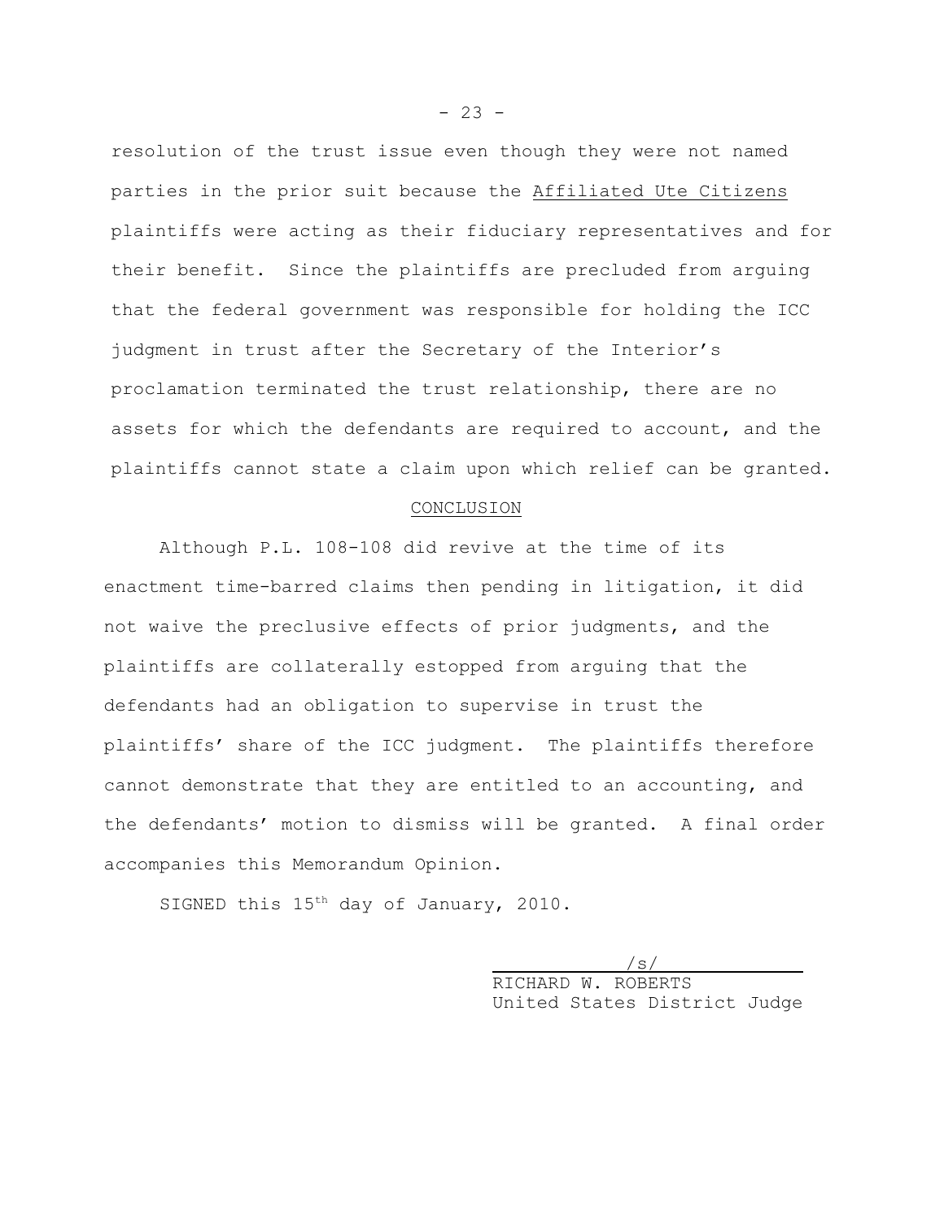resolution of the trust issue even though they were not named parties in the prior suit because the Affiliated Ute Citizens plaintiffs were acting as their fiduciary representatives and for their benefit. Since the plaintiffs are precluded from arguing that the federal government was responsible for holding the ICC judgment in trust after the Secretary of the Interior's proclamation terminated the trust relationship, there are no assets for which the defendants are required to account, and the plaintiffs cannot state a claim upon which relief can be granted.

## CONCLUSION

Although P.L. 108-108 did revive at the time of its enactment time-barred claims then pending in litigation, it did not waive the preclusive effects of prior judgments, and the plaintiffs are collaterally estopped from arguing that the defendants had an obligation to supervise in trust the plaintiffs' share of the ICC judgment. The plaintiffs therefore cannot demonstrate that they are entitled to an accounting, and the defendants' motion to dismiss will be granted. A final order accompanies this Memorandum Opinion.

SIGNED this 15th day of January, 2010.

/s/
RICHARD W. ROBERTS
United States District Judge